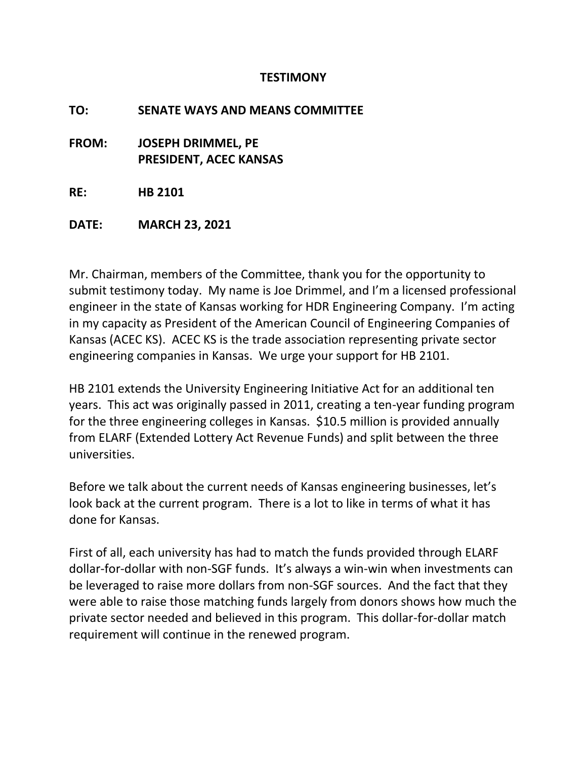# TESTIMONY

**TO:** SENATE WAYS AND MEANS COMMITTEE

**FROM:** JOSEPH DRIMMEL, PE
PRESIDENT, ACEC KANSAS

**RE:** HB 2101

**DATE:** MARCH 23, 2021

Mr. Chairman, members of the Committee, thank you for the opportunity to submit testimony today. My name is Joe Drimmel, and I'm a licensed professional engineer in the state of Kansas working for HDR Engineering Company. I'm acting in my capacity as President of the American Council of Engineering Companies of Kansas (ACEC KS). ACEC KS is the trade association representing private sector engineering companies in Kansas. We urge your support for HB 2101.

HB 2101 extends the University Engineering Initiative Act for an additional ten years. This act was originally passed in 2011, creating a ten-year funding program for the three engineering colleges in Kansas. $10.5 million is provided annually from ELARF (Extended Lottery Act Revenue Funds) and split between the three universities.

Before we talk about the current needs of Kansas engineering businesses, let's look back at the current program. There is a lot to like in terms of what it has done for Kansas.

First of all, each university has had to match the funds provided through ELARF dollar-for-dollar with non-SGF funds. It's always a win-win when investments can be leveraged to raise more dollars from non-SGF sources. And the fact that they were able to raise those matching funds largely from donors shows how much the private sector needed and believed in this program. This dollar-for-dollar match requirement will continue in the renewed program.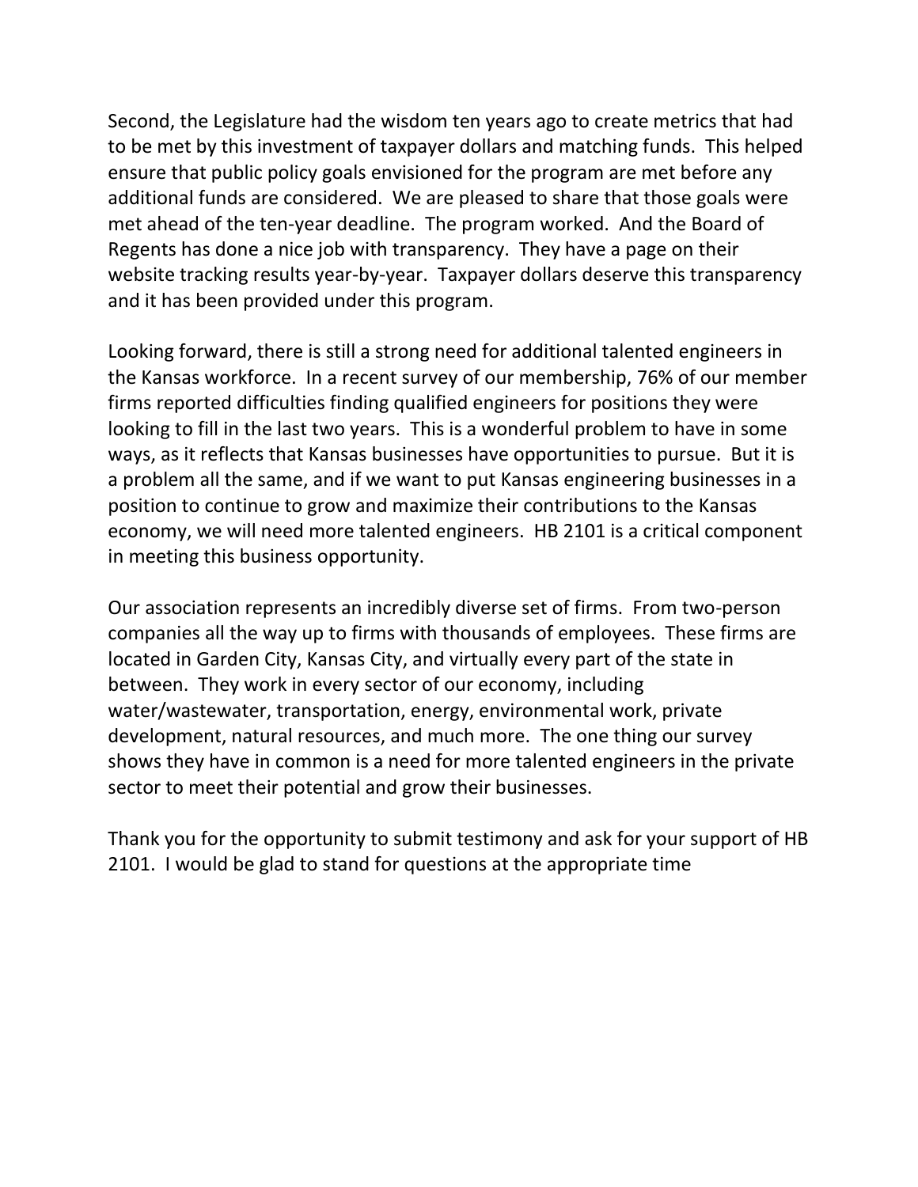Second, the Legislature had the wisdom ten years ago to create metrics that had to be met by this investment of taxpayer dollars and matching funds. This helped ensure that public policy goals envisioned for the program are met before any additional funds are considered. We are pleased to share that those goals were met ahead of the ten-year deadline. The program worked. And the Board of Regents has done a nice job with transparency. They have a page on their website tracking results year-by-year. Taxpayer dollars deserve this transparency and it has been provided under this program.

Looking forward, there is still a strong need for additional talented engineers in the Kansas workforce. In a recent survey of our membership, 76% of our member firms reported difficulties finding qualified engineers for positions they were looking to fill in the last two years. This is a wonderful problem to have in some ways, as it reflects that Kansas businesses have opportunities to pursue. But it is a problem all the same, and if we want to put Kansas engineering businesses in a position to continue to grow and maximize their contributions to the Kansas economy, we will need more talented engineers. HB 2101 is a critical component in meeting this business opportunity.

Our association represents an incredibly diverse set of firms. From two-person companies all the way up to firms with thousands of employees. These firms are located in Garden City, Kansas City, and virtually every part of the state in between. They work in every sector of our economy, including water/wastewater, transportation, energy, environmental work, private development, natural resources, and much more. The one thing our survey shows they have in common is a need for more talented engineers in the private sector to meet their potential and grow their businesses.

Thank you for the opportunity to submit testimony and ask for your support of HB 2101. I would be glad to stand for questions at the appropriate time